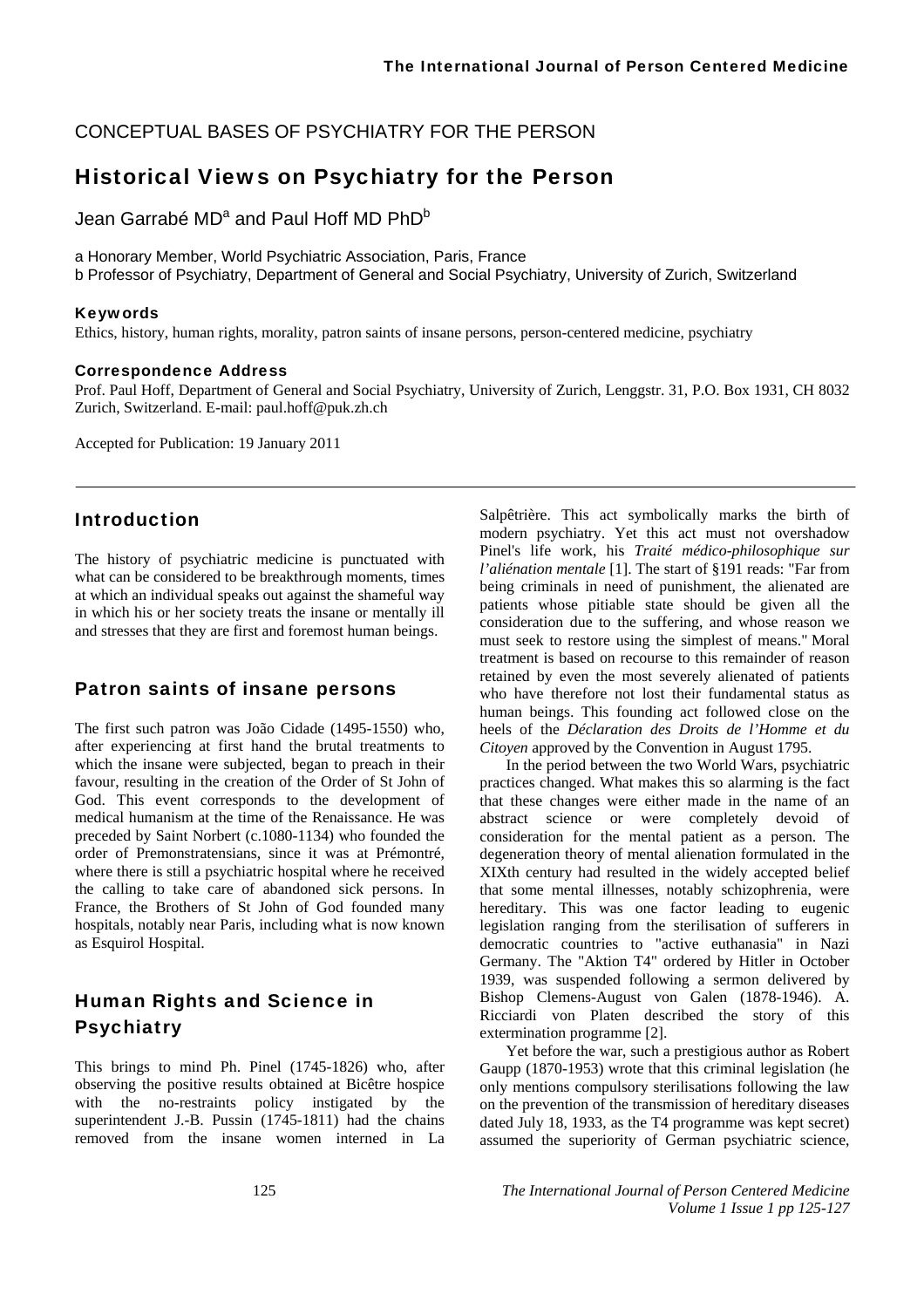CONCEPTUAL BASES OF PSYCHIATRY FOR THE PERSON

# Historical Views on Psychiatry for the Person

Jean Garrabé MD[a] and Paul Hoff MD PhD[b]

a Honorary Member, World Psychiatric Association, Paris, France
b Professor of Psychiatry, Department of General and Social Psychiatry, University of Zurich, Switzerland

### Keywords

Ethics, history, human rights, morality, patron saints of insane persons, person-centered medicine, psychiatry

### Correspondence Address

Prof. Paul Hoff, Department of General and Social Psychiatry, University of Zurich, Lenggstr. 31, P.O. Box 1931, CH 8032 Zurich, Switzerland. E-mail: paul.hoff@puk.zh.ch

Accepted for Publication: 19 January 2011

## Introduction

The history of psychiatric medicine is punctuated with what can be considered to be breakthrough moments, times at which an individual speaks out against the shameful way in which his or her society treats the insane or mentally ill and stresses that they are first and foremost human beings.

## Patron saints of insane persons

The first such patron was João Cidade (1495-1550) who, after experiencing at first hand the brutal treatments to which the insane were subjected, began to preach in their favour, resulting in the creation of the Order of St John of God. This event corresponds to the development of medical humanism at the time of the Renaissance. He was preceded by Saint Norbert (c.1080-1134) who founded the order of Premonstratensians, since it was at Prémontré, where there is still a psychiatric hospital where he received the calling to take care of abandoned sick persons. In France, the Brothers of St John of God founded many hospitals, notably near Paris, including what is now known as Esquirol Hospital.

## Human Rights and Science in Psychiatry

This brings to mind Ph. Pinel (1745-1826) who, after observing the positive results obtained at Bicêtre hospice with the no-restraints policy instigated by the superintendent J.-B. Pussin (1745-1811) had the chains removed from the insane women interned in La Salpêtrière. This act symbolically marks the birth of modern psychiatry. Yet this act must not overshadow Pinel's life work, his *Traité médico-philosophique sur l'aliénation mentale* [1]. The start of §191 reads: "Far from being criminals in need of punishment, the alienated are patients whose pitiable state should be given all the consideration due to the suffering, and whose reason we must seek to restore using the simplest of means." Moral treatment is based on recourse to this remainder of reason retained by even the most severely alienated of patients who have therefore not lost their fundamental status as human beings. This founding act followed close on the heels of the *Déclaration des Droits de l'Homme et du Citoyen* approved by the Convention in August 1795.

In the period between the two World Wars, psychiatric practices changed. What makes this so alarming is the fact that these changes were either made in the name of an abstract science or were completely devoid of consideration for the mental patient as a person. The degeneration theory of mental alienation formulated in the XIXth century had resulted in the widely accepted belief that some mental illnesses, notably schizophrenia, were hereditary. This was one factor leading to eugenic legislation ranging from the sterilisation of sufferers in democratic countries to "active euthanasia" in Nazi Germany. The "Aktion T4" ordered by Hitler in October 1939, was suspended following a sermon delivered by Bishop Clemens-August von Galen (1878-1946). A. Ricciardi von Platen described the story of this extermination programme [2].

Yet before the war, such a prestigious author as Robert Gaupp (1870-1953) wrote that this criminal legislation (he only mentions compulsory sterilisations following the law on the prevention of the transmission of hereditary diseases dated July 18, 1933, as the T4 programme was kept secret) assumed the superiority of German psychiatric science,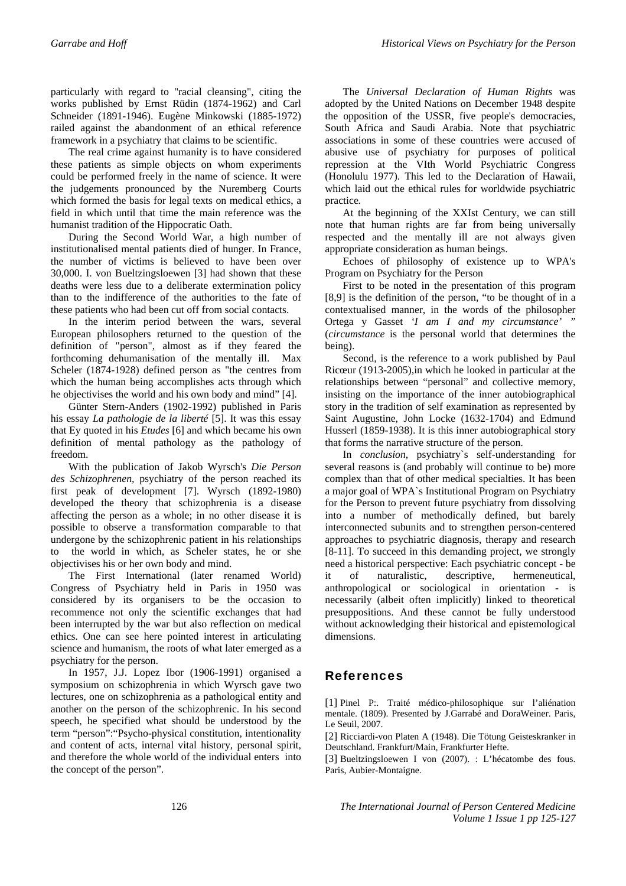particularly with regard to "racial cleansing", citing the works published by Ernst Rüdin (1874-1962) and Carl Schneider (1891-1946). Eugène Minkowski (1885-1972) railed against the abandonment of an ethical reference framework in a psychiatry that claims to be scientific.

The real crime against humanity is to have considered these patients as simple objects on whom experiments could be performed freely in the name of science. It were the judgements pronounced by the Nuremberg Courts which formed the basis for legal texts on medical ethics, a field in which until that time the main reference was the humanist tradition of the Hippocratic Oath.

During the Second World War, a high number of institutionalised mental patients died of hunger. In France, the number of victims is believed to have been over 30,000. I. von Bueltzingsloewen [3] had shown that these deaths were less due to a deliberate extermination policy than to the indifference of the authorities to the fate of these patients who had been cut off from social contacts.

In the interim period between the wars, several European philosophers returned to the question of the definition of "person", almost as if they feared the forthcoming dehumanisation of the mentally ill. Max Scheler (1874-1928) defined person as "the centres from which the human being accomplishes acts through which he objectivises the world and his own body and mind" [4].

Günter Stern-Anders (1902-1992) published in Paris his essay *La pathologie de la liberté* [5]. It was this essay that Ey quoted in his *Etudes* [6] and which became his own definition of mental pathology as the pathology of freedom.

With the publication of Jakob Wyrsch's *Die Person des Schizophrenen*, psychiatry of the person reached its first peak of development [7]. Wyrsch (1892-1980) developed the theory that schizophrenia is a disease affecting the person as a whole; in no other disease it is possible to observe a transformation comparable to that undergone by the schizophrenic patient in his relationships to the world in which, as Scheler states, he or she objectivises his or her own body and mind.

The First International (later renamed World) Congress of Psychiatry held in Paris in 1950 was considered by its organisers to be the occasion to recommence not only the scientific exchanges that had been interrupted by the war but also reflection on medical ethics. One can see here pointed interest in articulating science and humanism, the roots of what later emerged as a psychiatry for the person.

In 1957, J.J. Lopez Ibor (1906-1991) organised a symposium on schizophrenia in which Wyrsch gave two lectures, one on schizophrenia as a pathological entity and another on the person of the schizophrenic. In his second speech, he specified what should be understood by the term "person":"Psycho-physical constitution, intentionality and content of acts, internal vital history, personal spirit, and therefore the whole world of the individual enters into the concept of the person".

The *Universal Declaration of Human Rights* was adopted by the United Nations on December 1948 despite the opposition of the USSR, five people's democracies, South Africa and Saudi Arabia. Note that psychiatric associations in some of these countries were accused of abusive use of psychiatry for purposes of political repression at the VIth World Psychiatric Congress (Honolulu 1977). This led to the Declaration of Hawaii, which laid out the ethical rules for worldwide psychiatric practice.

At the beginning of the XXIst Century, we can still note that human rights are far from being universally respected and the mentally ill are not always given appropriate consideration as human beings.

Echoes of philosophy of existence up to WPA's Program on Psychiatry for the Person

First to be noted in the presentation of this program [8,9] is the definition of the person, "to be thought of in a contextualised manner, in the words of the philosopher Ortega y Gasset *'I am I and my circumstance'* " (*circumstance* is the personal world that determines the being).

Second, is the reference to a work published by Paul Ricœur (1913-2005),in which he looked in particular at the relationships between "personal" and collective memory, insisting on the importance of the inner autobiographical story in the tradition of self examination as represented by Saint Augustine, John Locke (1632-1704) and Edmund Husserl (1859-1938). It is this inner autobiographical story that forms the narrative structure of the person.

In *conclusion*, psychiatry`s self-understanding for several reasons is (and probably will continue to be) more complex than that of other medical specialties. It has been a major goal of WPA`s Institutional Program on Psychiatry for the Person to prevent future psychiatry from dissolving into a number of methodically defined, but barely interconnected subunits and to strengthen person-centered approaches to psychiatric diagnosis, therapy and research [8-11]. To succeed in this demanding project, we strongly need a historical perspective: Each psychiatric concept - be it of naturalistic, descriptive, hermeneutical, anthropological or sociological in orientation - is necessarily (albeit often implicitly) linked to theoretical presuppositions. And these cannot be fully understood without acknowledging their historical and epistemological dimensions.

## References

[1] Pinel P:. Traité médico-philosophique sur l'aliénation mentale. (1809). Presented by J.Garrabé and DoraWeiner. Paris, Le Seuil, 2007.

[2] Ricciardi-von Platen A (1948). Die Tötung Geisteskranker in Deutschland. Frankfurt/Main, Frankfurter Hefte.

[3] Bueltzingsloewen I von (2007). : L'hécatombe des fous. Paris, Aubier-Montaigne.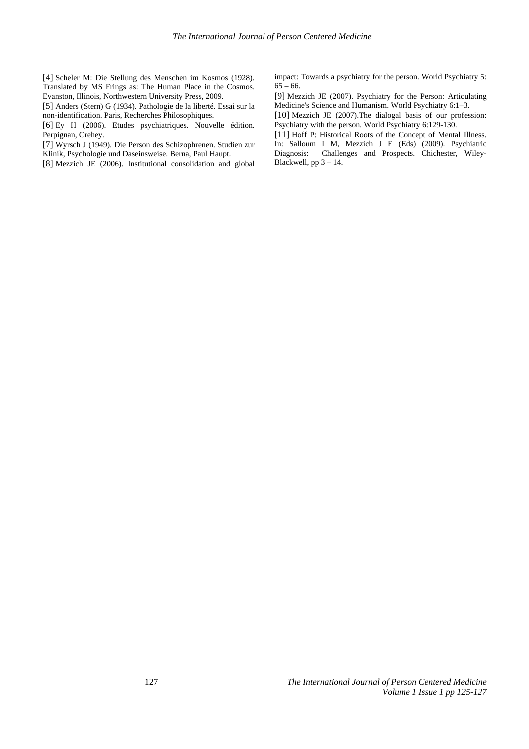[4] Scheler M: Die Stellung des Menschen im Kosmos (1928). Translated by MS Frings as: The Human Place in the Cosmos. Evanston, Illinois, Northwestern University Press, 2009.

[5] Anders (Stern) G (1934). Pathologie de la liberté. Essai sur la non-identification. Paris, Recherches Philosophiques.

[6] Ey H (2006). Etudes psychiatriques. Nouvelle édition. Perpignan, Crehey.

[7] Wyrsch J (1949). Die Person des Schizophrenen. Studien zur Klinik, Psychologie und Daseinsweise. Berna, Paul Haupt.

[8] Mezzich JE (2006). Institutional consolidation and global impact: Towards a psychiatry for the person. World Psychiatry 5: 65 – 66.

[9] Mezzich JE (2007). Psychiatry for the Person: Articulating Medicine's Science and Humanism. World Psychiatry 6:1–3.

[10] Mezzich JE (2007).The dialogal basis of our profession: Psychiatry with the person. World Psychiatry 6:129-130.

[11] Hoff P: Historical Roots of the Concept of Mental Illness. In: Salloum I M, Mezzich J E (Eds) (2009). Psychiatric Diagnosis: Challenges and Prospects. Chichester, Wiley-Blackwell, pp 3 – 14.